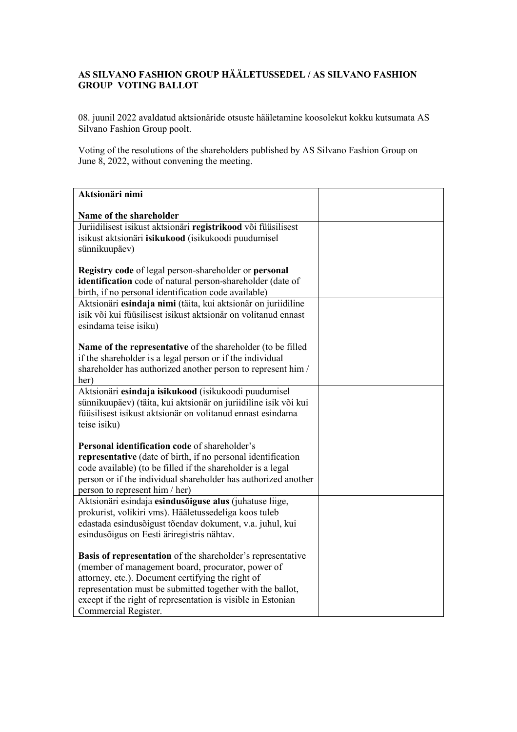**AS SILVANO FASHION GROUP HÄÄLETUSSEDEL / AS SILVANO FASHION GROUP VOTING BALLOT**

08. juunil 2022 avaldatud aktsionäride otsuste hääletamine koosolekut kokku kutsumata AS Silvano Fashion Group poolt.

Voting of the resolutions of the shareholders published by AS Silvano Fashion Group on June 8, 2022, without convening the meeting.

| | |
|---|---|
| **Aktsionäri nimi**<br><br>**Name of the shareholder** | |
| Juriidilisest isikust aktsionäri **registrikood** või füüsilisest isikust aktsionäri **isikukood** (isikukoodi puudumisel sünnikuupäev)<br><br>**Registry code** of legal person-shareholder or **personal identification** code of natural person-shareholder (date of birth, if no personal identification code available) | |
| Aktsionäri **esindaja nimi** (täita, kui aktsionär on juriidiline isik või kui füüsilisest isikust aktsionär on volitanud ennast esindama teise isiku)<br><br>**Name of the representative** of the shareholder (to be filled if the shareholder is a legal person or if the individual shareholder has authorized another person to represent him / her) | |
| Aktsionäri **esindaja isikukood** (isikukoodi puudumisel sünnikuupäev) (täita, kui aktsionär on juriidiline isik või kui füüsilisest isikust aktsionär on volitanud ennast esindama teise isiku)<br><br>**Personal identification code** of shareholder's **representative** (date of birth, if no personal identification code available) (to be filled if the shareholder is a legal person or if the individual shareholder has authorized another person to represent him / her) | |
| Aktsionäri esindaja **esindusõiguse alus** (juhatuse liige, prokurist, volikiri vms). Hääletussedeliga koos tuleb edastada esindusõigust tõendav dokument, v.a. juhul, kui esindusõigus on Eesti äriregistris nähtav.<br><br>**Basis of representation** of the shareholder's representative (member of management board, procurator, power of attorney, etc.). Document certifying the right of representation must be submitted together with the ballot, except if the right of representation is visible in Estonian Commercial Register. | |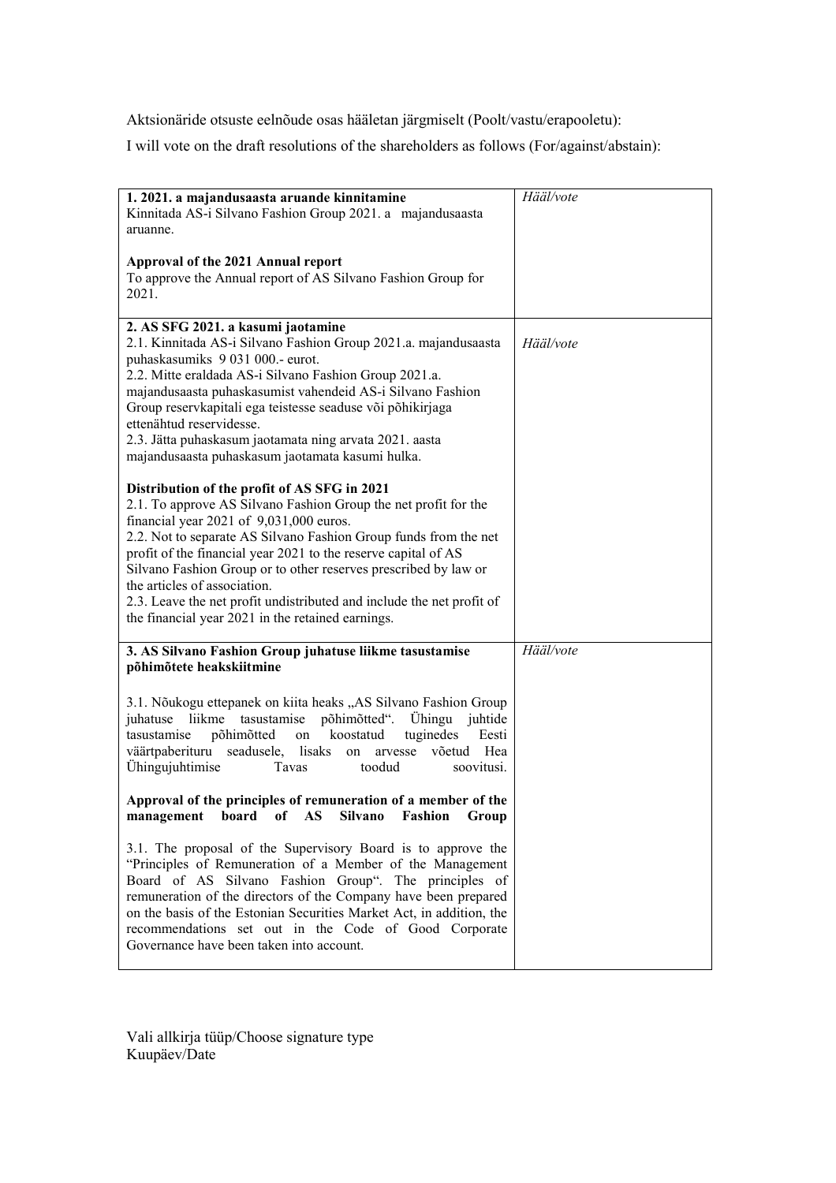Aktsionäride otsuste eelnõude osas hääletan järgmiselt (Poolt/vastu/erapooletu):

I will vote on the draft resolutions of the shareholders as follows (For/against/abstain):

| | |
|---|---|
| **1. 2021. a majandusaasta aruande kinnitamine**<br>Kinnitada AS-i Silvano Fashion Group 2021. a majandusaasta aruanne.<br><br>**Approval of the 2021 Annual report**<br>To approve the Annual report of AS Silvano Fashion Group for 2021. | *Hääl/vote* |
| **2. AS SFG 2021. a kasumi jaotamine**<br>2.1. Kinnitada AS-i Silvano Fashion Group 2021.a. majandusaasta puhaskasumiks 9 031 000.- eurot.<br>2.2. Mitte eraldada AS-i Silvano Fashion Group 2021.a. majandusaasta puhaskasumist vahendeid AS-i Silvano Fashion Group reservkapitali ega teistesse seaduse või põhikirjaga ettenähtud reservidesse.<br>2.3. Jätta puhaskasum jaotamata ning arvata 2021. aasta majandusaasta puhaskasum jaotamata kasumi hulka.<br><br>**Distribution of the profit of AS SFG in 2021**<br>2.1. To approve AS Silvano Fashion Group the net profit for the financial year 2021 of 9,031,000 euros.<br>2.2. Not to separate AS Silvano Fashion Group funds from the net profit of the financial year 2021 to the reserve capital of AS Silvano Fashion Group or to other reserves prescribed by law or the articles of association.<br>2.3. Leave the net profit undistributed and include the net profit of the financial year 2021 in the retained earnings. | *Hääl/vote* |
| **3. AS Silvano Fashion Group juhatuse liikme tasustamise põhimõtete heakskiitmine**<br><br>3.1. Nõukogu ettepanek on kiita heaks „AS Silvano Fashion Group juhatuse liikme tasustamise põhimõtted". Ühingu juhtide tasustamise põhimõtted on koostatud tuginedes Eesti väärtpaberituru seadusele, lisaks on arvesse võetud Hea Ühingujuhtimise Tavas toodud soovitusi.<br><br>**Approval of the principles of remuneration of a member of the management board of AS Silvano Fashion Group**<br><br>3.1. The proposal of the Supervisory Board is to approve the "Principles of Remuneration of a Member of the Management Board of AS Silvano Fashion Group". The principles of remuneration of the directors of the Company have been prepared on the basis of the Estonian Securities Market Act, in addition, the recommendations set out in the Code of Good Corporate Governance have been taken into account. | *Hääl/vote* |

Vali allkirja tüüp/Choose signature type
Kuupäev/Date